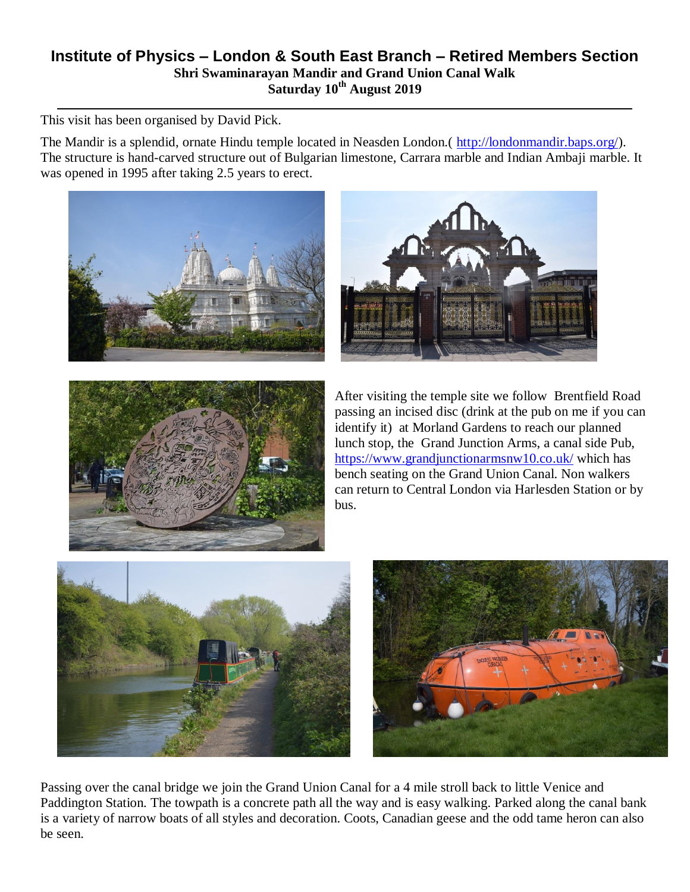# Institute of Physics – London & South East Branch – Retired Members Section

**Shri Swaminarayan Mandir and Grand Union Canal Walk**
**Saturday 10th August 2019**

---

This visit has been organised by David Pick.

The Mandir is a splendid, ornate Hindu temple located in Neasden London.( http://londonmandir.baps.org/). The structure is hand-carved structure out of Bulgarian limestone, Carrara marble and Indian Ambaji marble. It was opened in 1995 after taking 2.5 years to erect.

After visiting the temple site we follow Brentfield Road passing an incised disc (drink at the pub on me if you can identify it) at Morland Gardens to reach our planned lunch stop, the Grand Junction Arms, a canal side Pub, https://www.grandjunctionarmsnw10.co.uk/ which has bench seating on the Grand Union Canal. Non walkers can return to Central London via Harlesden Station or by bus.

Passing over the canal bridge we join the Grand Union Canal for a 4 mile stroll back to little Venice and Paddington Station. The towpath is a concrete path all the way and is easy walking. Parked along the canal bank is a variety of narrow boats of all styles and decoration. Coots, Canadian geese and the odd tame heron can also be seen.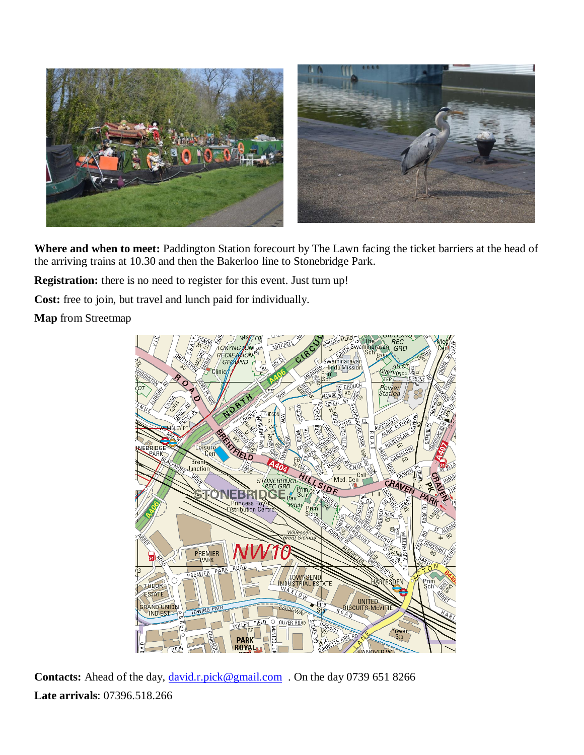**Where and when to meet:** Paddington Station forecourt by The Lawn facing the ticket barriers at the head of the arriving trains at 10.30 and then the Bakerloo line to Stonebridge Park.

**Registration:** there is no need to register for this event. Just turn up!

**Cost:** free to join, but travel and lunch paid for individually.

**Map** from Streetmap

**Contacts:** Ahead of the day, david.r.pick@gmail.com . On the day 0739 651 8266

**Late arrivals**: 07396.518.266